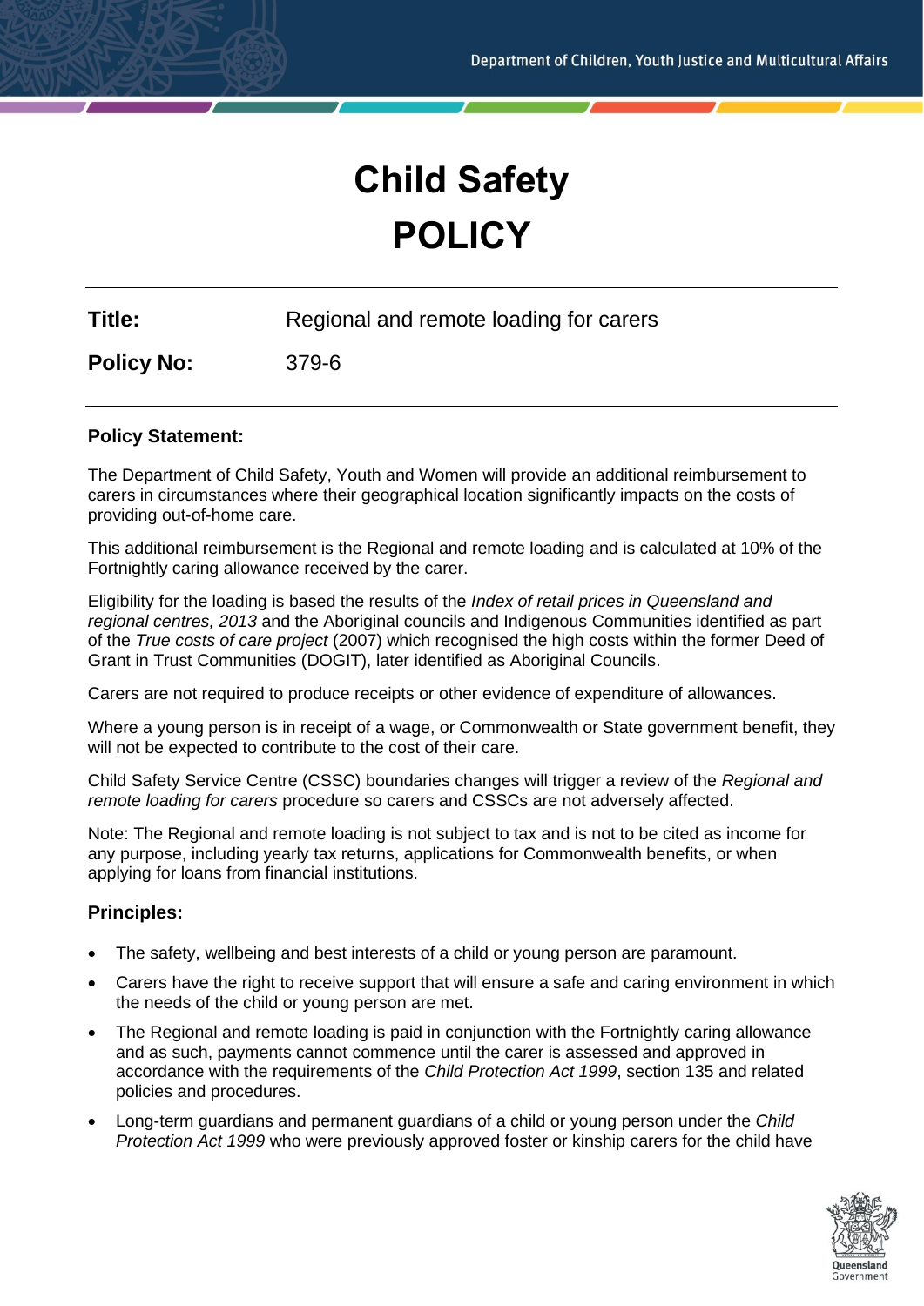# Child Safety
# POLICY

**Title:** Regional and remote loading for carers

**Policy No:** 379-6

## Policy Statement:

The Department of Child Safety, Youth and Women will provide an additional reimbursement to carers in circumstances where their geographical location significantly impacts on the costs of providing out-of-home care.

This additional reimbursement is the Regional and remote loading and is calculated at 10% of the Fortnightly caring allowance received by the carer.

Eligibility for the loading is based the results of the *Index of retail prices in Queensland and regional centres, 2013* and the Aboriginal councils and Indigenous Communities identified as part of the *True costs of care project* (2007) which recognised the high costs within the former Deed of Grant in Trust Communities (DOGIT), later identified as Aboriginal Councils.

Carers are not required to produce receipts or other evidence of expenditure of allowances.

Where a young person is in receipt of a wage, or Commonwealth or State government benefit, they will not be expected to contribute to the cost of their care.

Child Safety Service Centre (CSSC) boundaries changes will trigger a review of the *Regional and remote loading for carers* procedure so carers and CSSCs are not adversely affected.

Note: The Regional and remote loading is not subject to tax and is not to be cited as income for any purpose, including yearly tax returns, applications for Commonwealth benefits, or when applying for loans from financial institutions.

## Principles:

- The safety, wellbeing and best interests of a child or young person are paramount.
- Carers have the right to receive support that will ensure a safe and caring environment in which the needs of the child or young person are met.
- The Regional and remote loading is paid in conjunction with the Fortnightly caring allowance and as such, payments cannot commence until the carer is assessed and approved in accordance with the requirements of the *Child Protection Act 1999*, section 135 and related policies and procedures.
- Long-term guardians and permanent guardians of a child or young person under the *Child Protection Act 1999* who were previously approved foster or kinship carers for the child have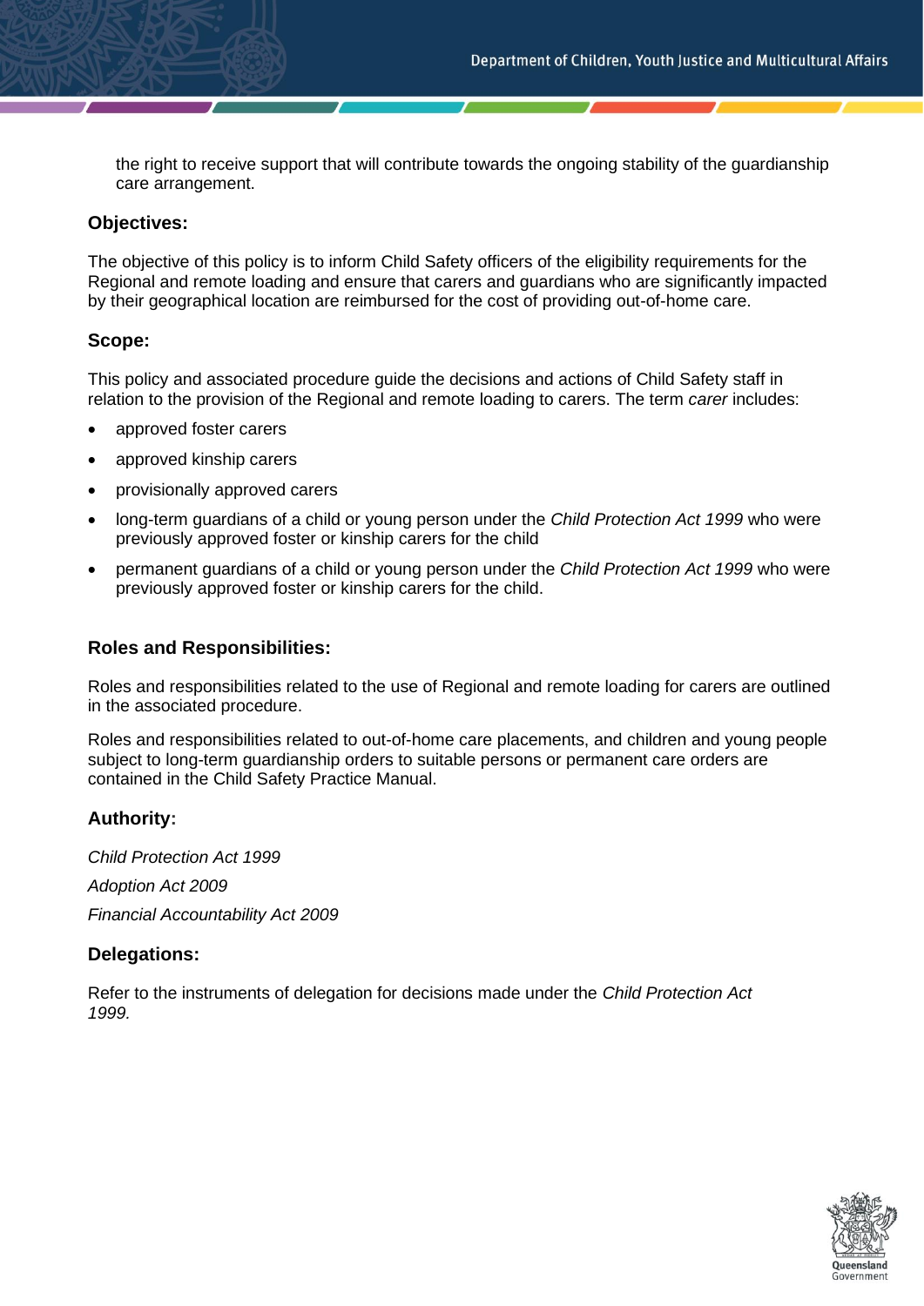the right to receive support that will contribute towards the ongoing stability of the guardianship care arrangement.

## Objectives:

The objective of this policy is to inform Child Safety officers of the eligibility requirements for the Regional and remote loading and ensure that carers and guardians who are significantly impacted by their geographical location are reimbursed for the cost of providing out-of-home care.

## Scope:

This policy and associated procedure guide the decisions and actions of Child Safety staff in relation to the provision of the Regional and remote loading to carers. The term *carer* includes:

- approved foster carers
- approved kinship carers
- provisionally approved carers
- long-term guardians of a child or young person under the *Child Protection Act 1999* who were previously approved foster or kinship carers for the child
- permanent guardians of a child or young person under the *Child Protection Act 1999* who were previously approved foster or kinship carers for the child.

## Roles and Responsibilities:

Roles and responsibilities related to the use of Regional and remote loading for carers are outlined in the associated procedure.

Roles and responsibilities related to out-of-home care placements, and children and young people subject to long-term guardianship orders to suitable persons or permanent care orders are contained in the Child Safety Practice Manual.

## Authority:

*Child Protection Act 1999*

*Adoption Act 2009*

*Financial Accountability Act 2009*

## Delegations:

Refer to the instruments of delegation for decisions made under the *Child Protection Act 1999.*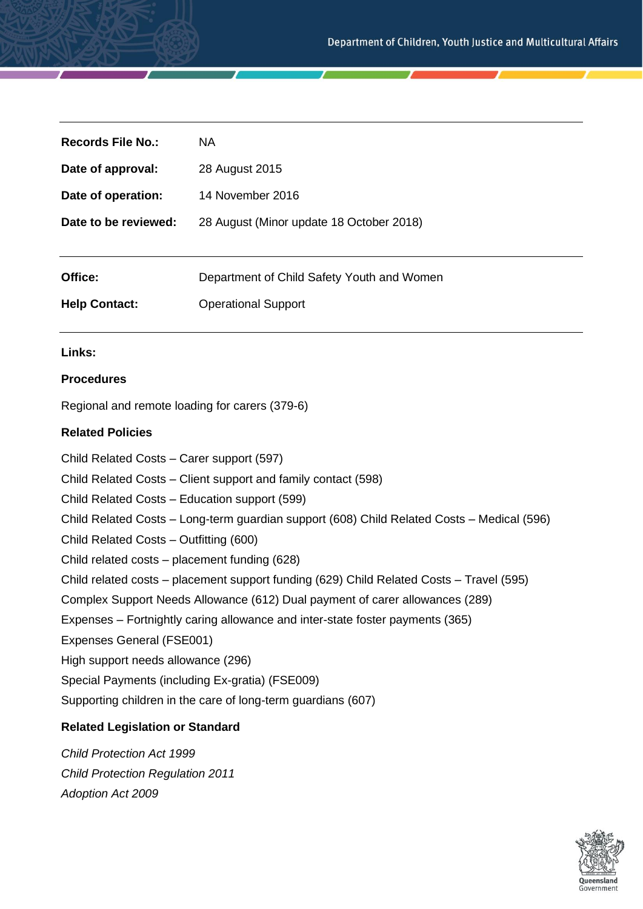| | |
|---|---|
| **Records File No.:** | NA |
| **Date of approval:** | 28 August 2015 |
| **Date of operation:** | 14 November 2016 |
| **Date to be reviewed:** | 28 August (Minor update 18 October 2018) |

| | |
|---|---|
| **Office:** | Department of Child Safety Youth and Women |
| **Help Contact:** | Operational Support |

**Links:**

**Procedures**

Regional and remote loading for carers (379-6)

**Related Policies**

Child Related Costs – Carer support (597)

Child Related Costs – Client support and family contact (598)

Child Related Costs – Education support (599)

Child Related Costs – Long-term guardian support (608) Child Related Costs – Medical (596)

Child Related Costs – Outfitting (600)

Child related costs – placement funding (628)

Child related costs – placement support funding (629) Child Related Costs – Travel (595)

Complex Support Needs Allowance (612) Dual payment of carer allowances (289)

Expenses – Fortnightly caring allowance and inter-state foster payments (365)

Expenses General (FSE001)

High support needs allowance (296)

Special Payments (including Ex-gratia) (FSE009)

Supporting children in the care of long-term guardians (607)

**Related Legislation or Standard**

*Child Protection Act 1999*

*Child Protection Regulation 2011*

*Adoption Act 2009*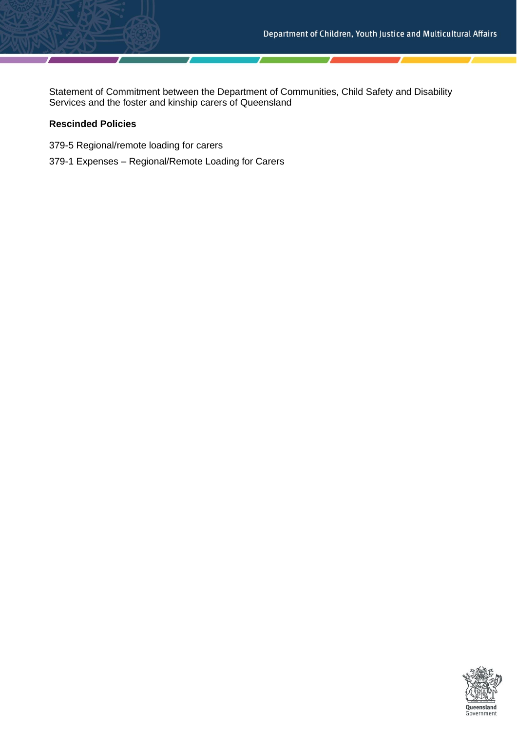Statement of Commitment between the Department of Communities, Child Safety and Disability Services and the foster and kinship carers of Queensland

**Rescinded Policies**

379-5 Regional/remote loading for carers

379-1 Expenses – Regional/Remote Loading for Carers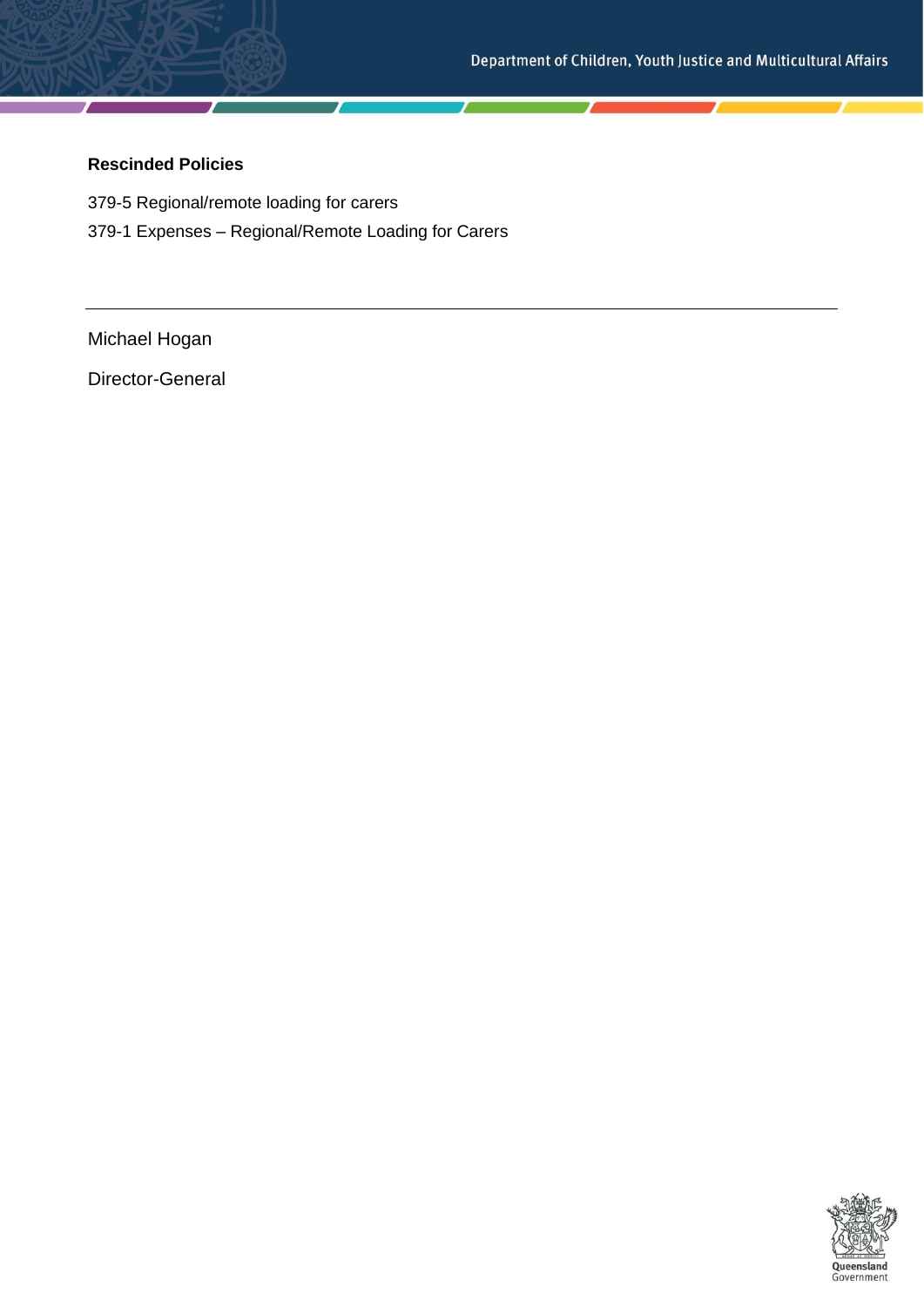**Rescinded Policies**

379-5 Regional/remote loading for carers

379-1 Expenses – Regional/Remote Loading for Carers

---

Michael Hogan

Director-General